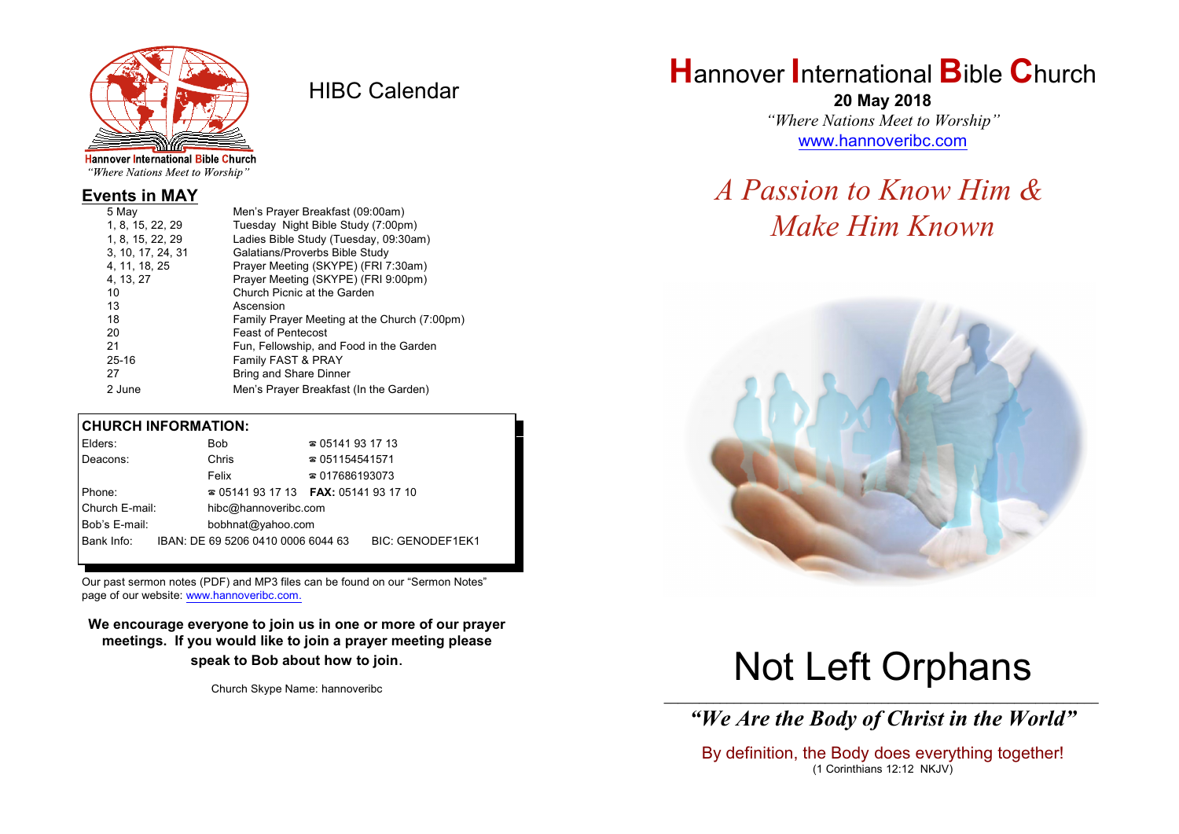Hannover International Bible Church
*"Where Nations Meet to Worship"*

# HIBC Calendar

## Events in MAY

| | |
|---|---|
| 5 May | Men's Prayer Breakfast (09:00am) |
| 1, 8, 15, 22, 29 | Tuesday Night Bible Study (7:00pm) |
| 1, 8, 15, 22, 29 | Ladies Bible Study (Tuesday, 09:30am) |
| 3, 10, 17, 24, 31 | Galatians/Proverbs Bible Study |
| 4, 11, 18, 25 | Prayer Meeting (SKYPE) (FRI 7:30am) |
| 4, 13, 27 | Prayer Meeting (SKYPE) (FRI 9:00pm) |
| 10 | Church Picnic at the Garden |
| 13 | Ascension |
| 18 | Family Prayer Meeting at the Church (7:00pm) |
| 20 | Feast of Pentecost |
| 21 | Fun, Fellowship, and Food in the Garden |
| 25-16 | Family FAST & PRAY |
| 27 | Bring and Share Dinner |
| 2 June | Men's Prayer Breakfast (In the Garden) |

## CHURCH INFORMATION:

| | | |
|---|---|---|
| Elders: | Bob | ☎ 05141 93 17 13 |
| Deacons: | Chris | ☎ 051154541571 |
| | Felix | ☎ 017686193073 |
| Phone: | ☎ 05141 93 17 13 | **FAX:** 05141 93 17 10 |
| Church E-mail: | hibc@hannoveribc.com | |
| Bob's E-mail: | bobhnat@yahoo.com | |
| Bank Info: | IBAN: DE 69 5206 0410 0006 6044 63 | BIC: GENODEF1EK1 |

Our past sermon notes (PDF) and MP3 files can be found on our "Sermon Notes" page of our website: www.hannoveribc.com.

**We encourage everyone to join us in one or more of our prayer meetings. If you would like to join a prayer meeting please speak to Bob about how to join.**

Church Skype Name: hannoveribc

# Hannover International Bible Church

**20 May 2018**

*"Where Nations Meet to Worship"*

www.hannoveribc.com

## *A Passion to Know Him & Make Him Known*

# Not Left Orphans

---

***"We Are the Body of Christ in the World"***

By definition, the Body does everything together!
(1 Corinthians 12:12 NKJV)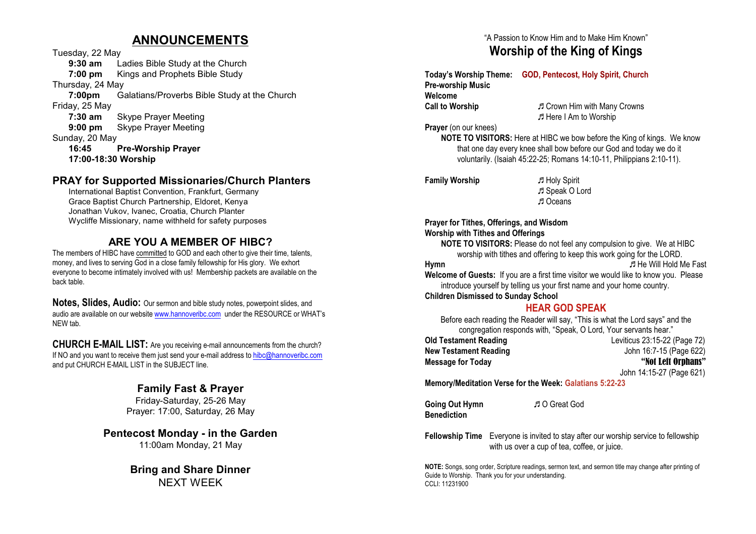# ANNOUNCEMENTS

Tuesday, 22 May
- **9:30 am** Ladies Bible Study at the Church
- **7:00 pm** Kings and Prophets Bible Study

Thursday, 24 May
- **7:00pm** Galatians/Proverbs Bible Study at the Church

Friday, 25 May
- **7:30 am** Skype Prayer Meeting
- **9:00 pm** Skype Prayer Meeting

Sunday, 20 May
- **16:45 Pre-Worship Prayer**
- **17:00-18:30 Worship**

## PRAY for Supported Missionaries/Church Planters

International Baptist Convention, Frankfurt, Germany
Grace Baptist Church Partnership, Eldoret, Kenya
Jonathan Vukov, Ivanec, Croatia, Church Planter
Wycliffe Missionary, name withheld for safety purposes

## ARE YOU A MEMBER OF HIBC?

The members of HIBC have committed to GOD and each other to give their time, talents, money, and lives to serving God in a close family fellowship for His glory. We exhort everyone to become intimately involved with us! Membership packets are available on the back table.

**Notes, Slides, Audio:** Our sermon and bible study notes, powerpoint slides, and audio are available on our website www.hannoveribc.com under the RESOURCE or WHAT's NEW tab.

**CHURCH E-MAIL LIST:** Are you receiving e-mail announcements from the church? If NO and you want to receive them just send your e-mail address to hibc@hannoveribc.com and put CHURCH E-MAIL LIST in the SUBJECT line.

### Family Fast & Prayer

Friday-Saturday, 25-26 May
Prayer: 17:00, Saturday, 26 May

### Pentecost Monday - in the Garden

11:00am Monday, 21 May

### Bring and Share Dinner

NEXT WEEK

"A Passion to Know Him and to Make Him Known"

# Worship of the King of Kings

**Today's Worship Theme:** **GOD, Pentecost, Holy Spirit, Church**

**Pre-worship Music**

**Welcome**

**Call to Worship** ♬ Crown Him with Many Crowns
♬ Here I Am to Worship

**Prayer** (on our knees)

**NOTE TO VISITORS:** Here at HIBC we bow before the King of kings. We know that one day every knee shall bow before our God and today we do it voluntarily. (Isaiah 45:22-25; Romans 14:10-11, Philippians 2:10-11).

**Family Worship** ♬ Holy Spirit
♬ Speak O Lord
♬ Oceans

**Prayer for Tithes, Offerings, and Wisdom**

**Worship with Tithes and Offerings**

**NOTE TO VISITORS:** Please do not feel any compulsion to give. We at HIBC worship with tithes and offering to keep this work going for the LORD.

**Hymn** ♬ He Will Hold Me Fast

**Welcome of Guests:** If you are a first time visitor we would like to know you. Please introduce yourself by telling us your first name and your home country.

**Children Dismissed to Sunday School**

## HEAR GOD SPEAK

Before each reading the Reader will say, "This is what the Lord says" and the congregation responds with, "Speak, O Lord, Your servants hear."

**Old Testament Reading** Leviticus 23:15-22 (Page 72)

**New Testament Reading** John 16:7-15 (Page 622)

**Message for Today** **"Not Left Orphans"**
John 14:15-27 (Page 621)

**Memory/Meditation Verse for the Week:** **Galatians 5:22-23**

**Going Out Hymn** ♬ O Great God

**Benediction**

**Fellowship Time** Everyone is invited to stay after our worship service to fellowship with us over a cup of tea, coffee, or juice.

**NOTE:** Songs, song order, Scripture readings, sermon text, and sermon title may change after printing of Guide to Worship. Thank you for your understanding.
CCLI: 11231900